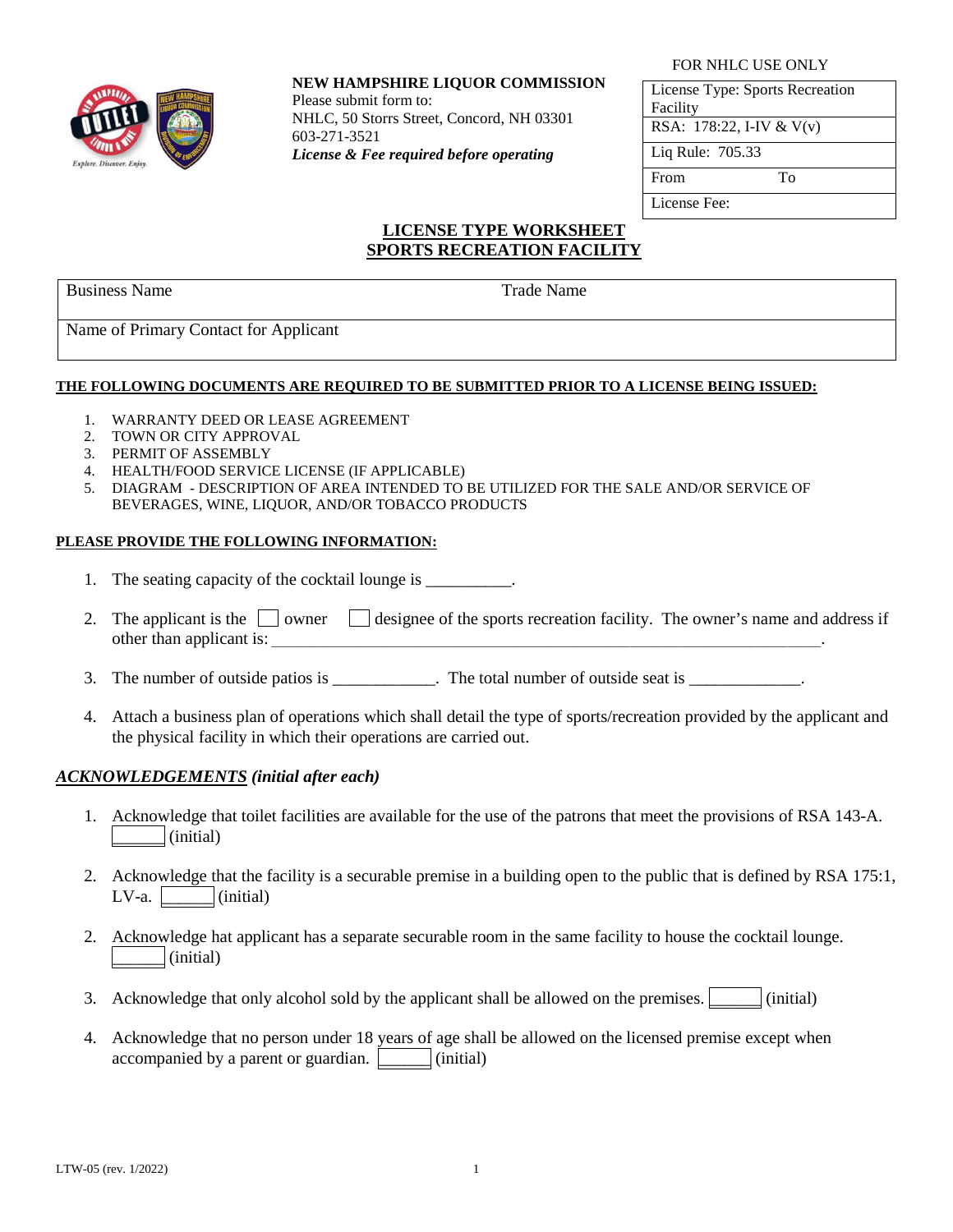**NEW HAMPSHIRE LIQUOR COMMISSION**
Please submit form to:
NHLC, 50 Storrs Street, Concord, NH 03301
603-271-3521
***License & Fee required before operating***

FOR NHLC USE ONLY

| License Type: Sports Recreation Facility |
|---|
| RSA: 178:22, I-IV & V(v) |
| Liq Rule: 705.33 |
| From To |
| License Fee: |

# LICENSE TYPE WORKSHEET
# SPORTS RECREATION FACILITY

| Business Name | Trade Name |
|---|---|
| Name of Primary Contact for Applicant | |

**THE FOLLOWING DOCUMENTS ARE REQUIRED TO BE SUBMITTED PRIOR TO A LICENSE BEING ISSUED:**

1. WARRANTY DEED OR LEASE AGREEMENT
2. TOWN OR CITY APPROVAL
3. PERMIT OF ASSEMBLY
4. HEALTH/FOOD SERVICE LICENSE (IF APPLICABLE)
5. DIAGRAM - DESCRIPTION OF AREA INTENDED TO BE UTILIZED FOR THE SALE AND/OR SERVICE OF BEVERAGES, WINE, LIQUOR, AND/OR TOBACCO PRODUCTS

**PLEASE PROVIDE THE FOLLOWING INFORMATION:**

1. The seating capacity of the cocktail lounge is __________.
2. The applicant is the ☐ owner ☐ designee of the sports recreation facility. The owner's name and address if other than applicant is: ______________________________________.
3. The number of outside patios is ____________. The total number of outside seat is _____________.
4. Attach a business plan of operations which shall detail the type of sports/recreation provided by the applicant and the physical facility in which their operations are carried out.

***ACKNOWLEDGEMENTS*** ***(initial after each)***

1. Acknowledge that toilet facilities are available for the use of the patrons that meet the provisions of RSA 143-A. ______ (initial)
2. Acknowledge that the facility is a securable premise in a building open to the public that is defined by RSA 175:1, LV-a. ______ (initial)
2. Acknowledge hat applicant has a separate securable room in the same facility to house the cocktail lounge. ______ (initial)
3. Acknowledge that only alcohol sold by the applicant shall be allowed on the premises. ______ (initial)
4. Acknowledge that no person under 18 years of age shall be allowed on the licensed premise except when accompanied by a parent or guardian. ______ (initial)

LTW-05 (rev. 1/2022)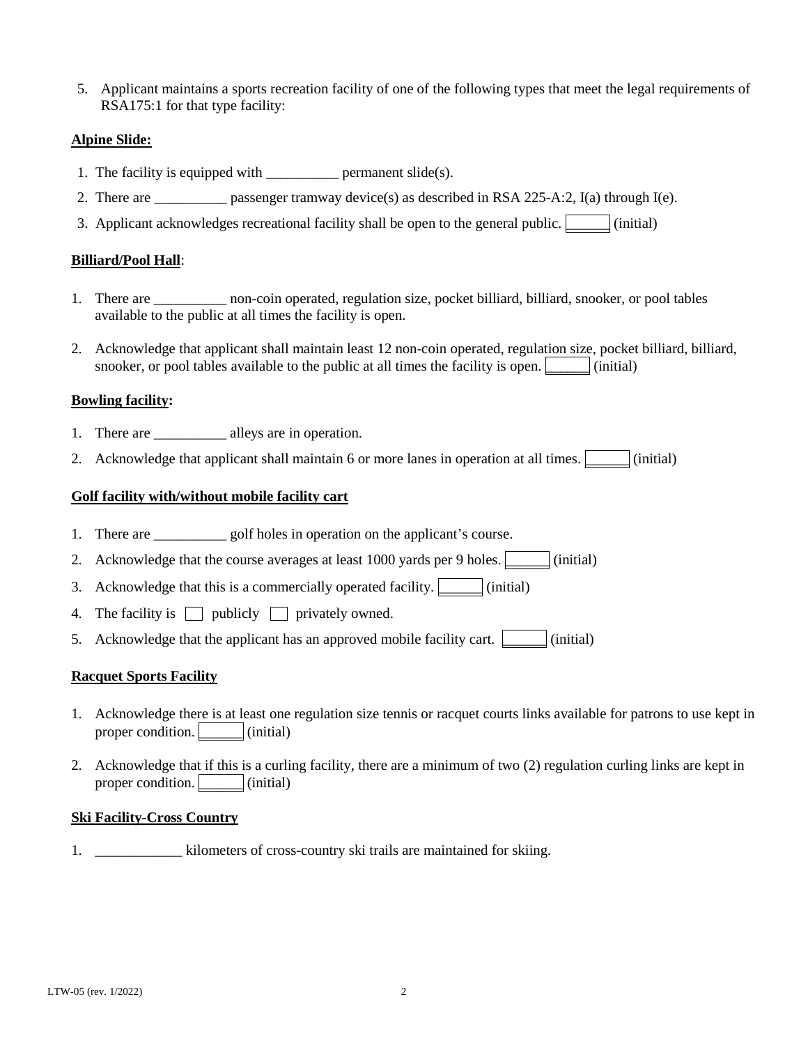5. Applicant maintains a sports recreation facility of one of the following types that meet the legal requirements of RSA175:1 for that type facility:

**Alpine Slide:**

1. The facility is equipped with __________ permanent slide(s).
2. There are __________ passenger tramway device(s) as described in RSA 225-A:2, I(a) through I(e).
3. Applicant acknowledges recreational facility shall be open to the general public. ______ (initial)

**Billiard/Pool Hall**:

1. There are __________ non-coin operated, regulation size, pocket billiard, billiard, snooker, or pool tables available to the public at all times the facility is open.
2. Acknowledge that applicant shall maintain least 12 non-coin operated, regulation size, pocket billiard, billiard, snooker, or pool tables available to the public at all times the facility is open. ______ (initial)

**Bowling facility:**

1. There are __________ alleys are in operation.
2. Acknowledge that applicant shall maintain 6 or more lanes in operation at all times. ______ (initial)

**Golf facility with/without mobile facility cart**

1. There are __________ golf holes in operation on the applicant's course.
2. Acknowledge that the course averages at least 1000 yards per 9 holes. ______ (initial)
3. Acknowledge that this is a commercially operated facility. ______ (initial)
4. The facility is ☐ publicly ☐ privately owned.
5. Acknowledge that the applicant has an approved mobile facility cart. ______ (initial)

**Racquet Sports Facility**

1. Acknowledge there is at least one regulation size tennis or racquet courts links available for patrons to use kept in proper condition. ______ (initial)
2. Acknowledge that if this is a curling facility, there are a minimum of two (2) regulation curling links are kept in proper condition. ______ (initial)

**Ski Facility-Cross Country**

1. ____________ kilometers of cross-country ski trails are maintained for skiing.

LTW-05 (rev. 1/2022)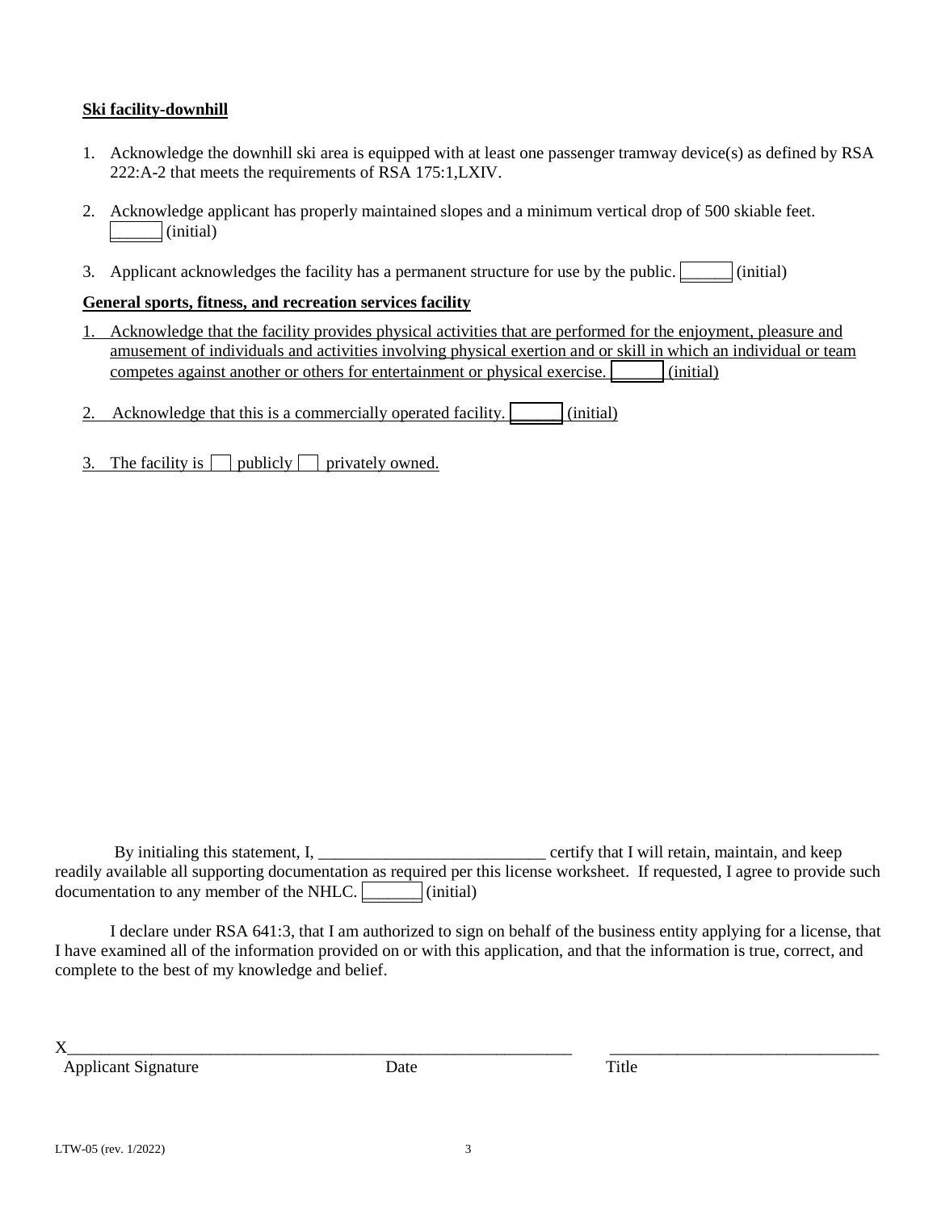**Ski facility-downhill**

1. Acknowledge the downhill ski area is equipped with at least one passenger tramway device(s) as defined by RSA 222:A-2 that meets the requirements of RSA 175:1,LXIV.

2. Acknowledge applicant has properly maintained slopes and a minimum vertical drop of 500 skiable feet. ______ (initial)

3. Applicant acknowledges the facility has a permanent structure for use by the public. ______ (initial)

**General sports, fitness, and recreation services facility**

1. Acknowledge that the facility provides physical activities that are performed for the enjoyment, pleasure and amusement of individuals and activities involving physical exertion and or skill in which an individual or team competes against another or others for entertainment or physical exercise. ______ (initial)

2. Acknowledge that this is a commercially operated facility. ______ (initial)

3. The facility is ☐ publicly ☐ privately owned.

By initialing this statement, I, ___________________________ certify that I will retain, maintain, and keep readily available all supporting documentation as required per this license worksheet. If requested, I agree to provide such documentation to any member of the NHLC. _______ (initial)

I declare under RSA 641:3, that I am authorized to sign on behalf of the business entity applying for a license, that I have examined all of the information provided on or with this application, and that the information is true, correct, and complete to the best of my knowledge and belief.

X_______________________________________________________________ _________________________________

Applicant Signature Date Title

LTW-05 (rev. 1/2022)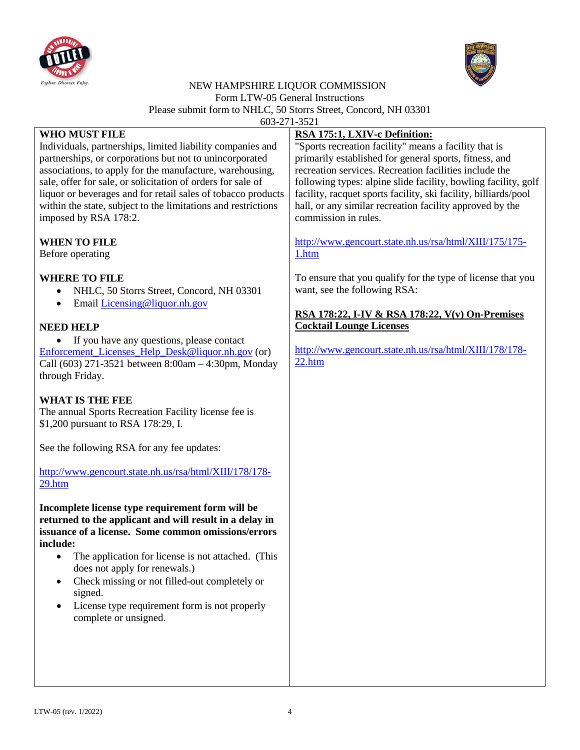NEW HAMPSHIRE LIQUOR COMMISSION
Form LTW-05 General Instructions
Please submit form to NHLC, 50 Storrs Street, Concord, NH 03301
603-271-3521

**WHO MUST FILE**
Individuals, partnerships, limited liability companies and partnerships, or corporations but not to unincorporated associations, to apply for the manufacture, warehousing, sale, offer for sale, or solicitation of orders for sale of liquor or beverages and for retail sales of tobacco products within the state, subject to the limitations and restrictions imposed by RSA 178:2.

**WHEN TO FILE**
Before operating

**WHERE TO FILE**

- NHLC, 50 Storrs Street, Concord, NH 03301
- Email Licensing@liquor.nh.gov

**NEED HELP**

- If you have any questions, please contact Enforcement_Licenses_Help_Desk@liquor.nh.gov (or) Call (603) 271-3521 between 8:00am – 4:30pm, Monday through Friday.

**WHAT IS THE FEE**
The annual Sports Recreation Facility license fee is $1,200 pursuant to RSA 178:29, I.

See the following RSA for any fee updates:

http://www.gencourt.state.nh.us/rsa/html/XIII/178/178-29.htm

**Incomplete license type requirement form will be returned to the applicant and will result in a delay in issuance of a license. Some common omissions/errors include:**

- The application for license is not attached. (This does not apply for renewals.)
- Check missing or not filled-out completely or signed.
- License type requirement form is not properly complete or unsigned.

**RSA 175:1, LXIV-c Definition:**
"Sports recreation facility" means a facility that is primarily established for general sports, fitness, and recreation services. Recreation facilities include the following types: alpine slide facility, bowling facility, golf facility, racquet sports facility, ski facility, billiards/pool hall, or any similar recreation facility approved by the commission in rules.

http://www.gencourt.state.nh.us/rsa/html/XIII/175/175-1.htm

To ensure that you qualify for the type of license that you want, see the following RSA:

**RSA 178:22, I-IV & RSA 178:22, V(v) On-Premises Cocktail Lounge Licenses**

http://www.gencourt.state.nh.us/rsa/html/XIII/178/178-22.htm